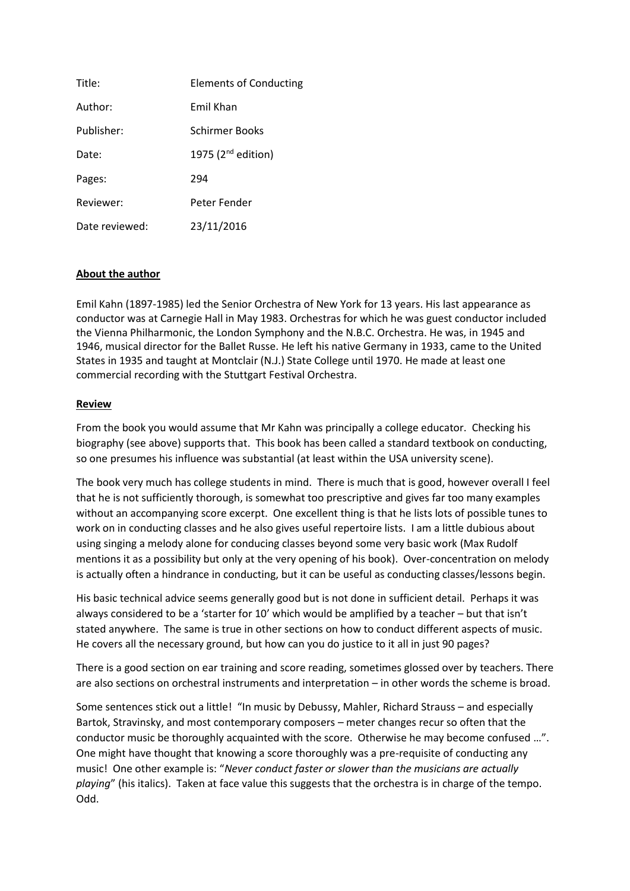| | |
|---|---|
| Title: | Elements of Conducting |
| Author: | Emil Khan |
| Publisher: | Schirmer Books |
| Date: | 1975 (2nd edition) |
| Pages: | 294 |
| Reviewer: | Peter Fender |
| Date reviewed: | 23/11/2016 |

**About the author**

Emil Kahn (1897-1985) led the Senior Orchestra of New York for 13 years. His last appearance as conductor was at Carnegie Hall in May 1983. Orchestras for which he was guest conductor included the Vienna Philharmonic, the London Symphony and the N.B.C. Orchestra. He was, in 1945 and 1946, musical director for the Ballet Russe. He left his native Germany in 1933, came to the United States in 1935 and taught at Montclair (N.J.) State College until 1970. He made at least one commercial recording with the Stuttgart Festival Orchestra.

**Review**

From the book you would assume that Mr Kahn was principally a college educator. Checking his biography (see above) supports that. This book has been called a standard textbook on conducting, so one presumes his influence was substantial (at least within the USA university scene).

The book very much has college students in mind. There is much that is good, however overall I feel that he is not sufficiently thorough, is somewhat too prescriptive and gives far too many examples without an accompanying score excerpt. One excellent thing is that he lists lots of possible tunes to work on in conducting classes and he also gives useful repertoire lists. I am a little dubious about using singing a melody alone for conducing classes beyond some very basic work (Max Rudolf mentions it as a possibility but only at the very opening of his book). Over-concentration on melody is actually often a hindrance in conducting, but it can be useful as conducting classes/lessons begin.

His basic technical advice seems generally good but is not done in sufficient detail. Perhaps it was always considered to be a 'starter for 10' which would be amplified by a teacher – but that isn't stated anywhere. The same is true in other sections on how to conduct different aspects of music. He covers all the necessary ground, but how can you do justice to it all in just 90 pages?

There is a good section on ear training and score reading, sometimes glossed over by teachers. There are also sections on orchestral instruments and interpretation – in other words the scheme is broad.

Some sentences stick out a little! "In music by Debussy, Mahler, Richard Strauss – and especially Bartok, Stravinsky, and most contemporary composers – meter changes recur so often that the conductor music be thoroughly acquainted with the score. Otherwise he may become confused …". One might have thought that knowing a score thoroughly was a pre-requisite of conducting any music! One other example is: "*Never conduct faster or slower than the musicians are actually playing*" (his italics). Taken at face value this suggests that the orchestra is in charge of the tempo. Odd.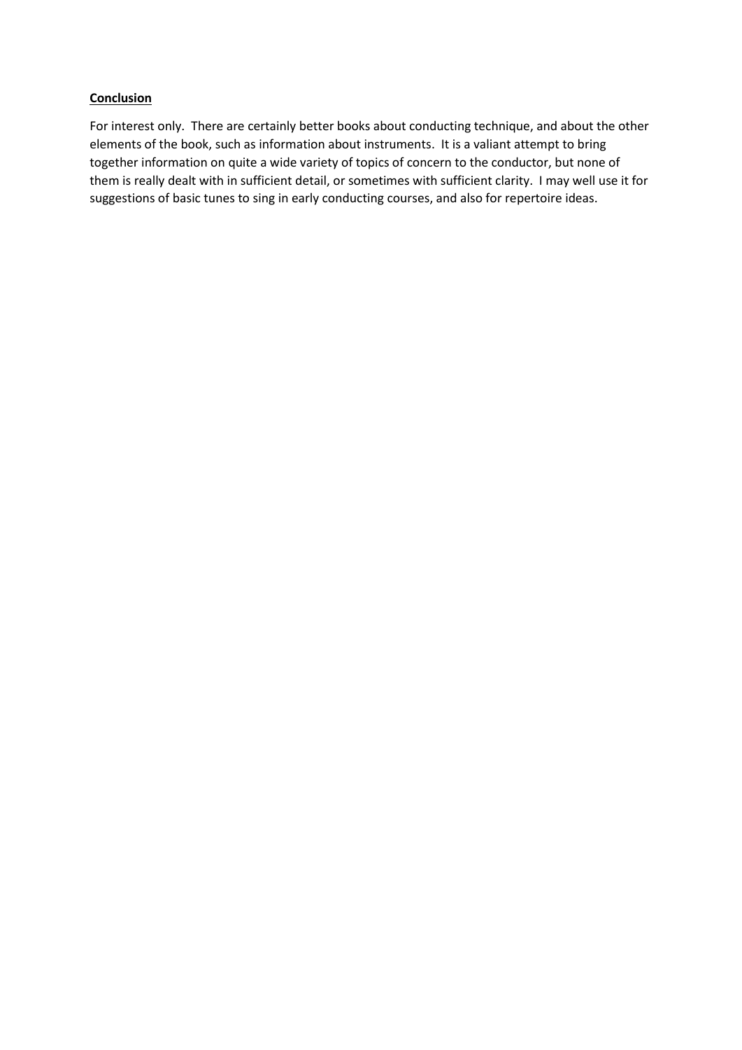**Conclusion**

For interest only. There are certainly better books about conducting technique, and about the other elements of the book, such as information about instruments. It is a valiant attempt to bring together information on quite a wide variety of topics of concern to the conductor, but none of them is really dealt with in sufficient detail, or sometimes with sufficient clarity. I may well use it for suggestions of basic tunes to sing in early conducting courses, and also for repertoire ideas.